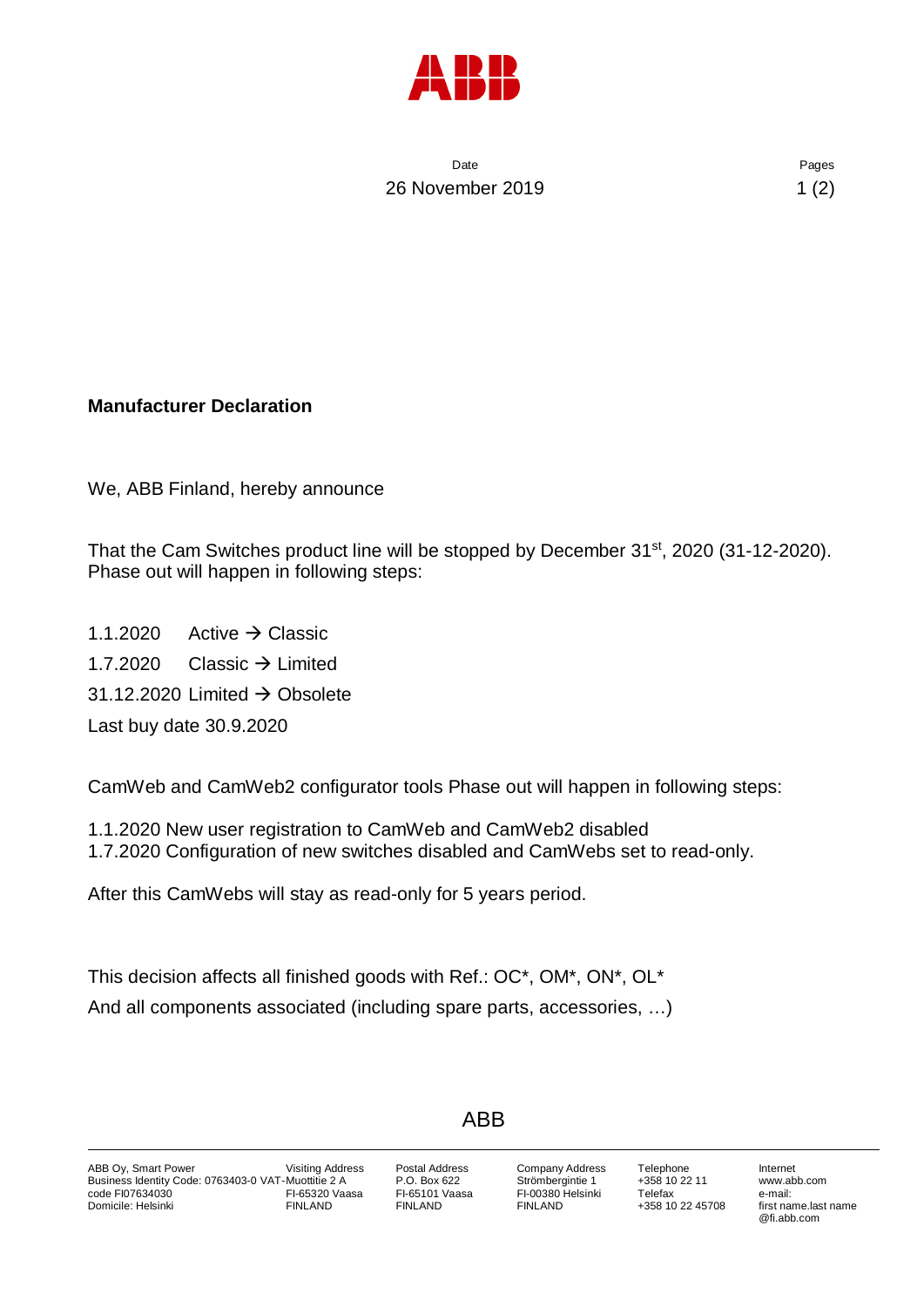Date
26 November 2019

**Manufacturer Declaration**

We, ABB Finland, hereby announce

That the Cam Switches product line will be stopped by December 31st, 2020 (31-12-2020). Phase out will happen in following steps:

1.1.2020 Active → Classic

1.7.2020 Classic → Limited

31.12.2020 Limited → Obsolete

Last buy date 30.9.2020

CamWeb and CamWeb2 configurator tools Phase out will happen in following steps:

1.1.2020 New user registration to CamWeb and CamWeb2 disabled
1.7.2020 Configuration of new switches disabled and CamWebs set to read-only.

After this CamWebs will stay as read-only for 5 years period.

This decision affects all finished goods with Ref.: OC*, OM*, ON*, OL*
And all components associated (including spare parts, accessories, …)

ABB

ABB Oy, Smart Power
Business Identity Code: 0763403-0 VAT-code FI07634030
Domicile: Helsinki

Visiting Address
Muottitie 2 A
FI-65320 Vaasa
FINLAND

Postal Address
P.O. Box 622
FI-65101 Vaasa
FINLAND

Company Address
Strömbergintie 1
FI-00380 Helsinki
FINLAND

Telephone
+358 10 22 11
Telefax
+358 10 22 45708

Internet
www.abb.com
e-mail:
first name.last name@fi.abb.com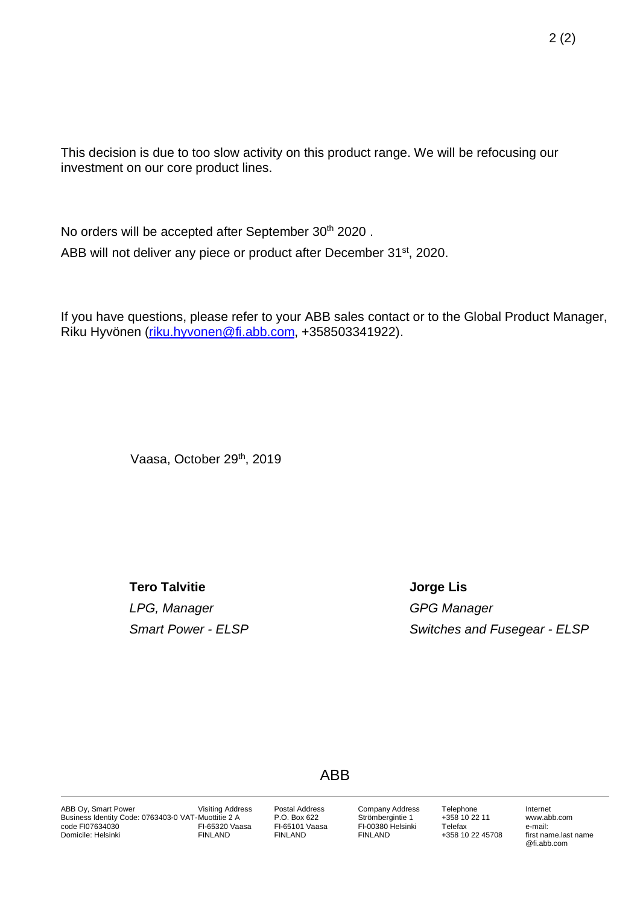This decision is due to too slow activity on this product range. We will be refocusing our investment on our core product lines.

No orders will be accepted after September 30th 2020 .

ABB will not deliver any piece or product after December 31st, 2020.

If you have questions, please refer to your ABB sales contact or to the Global Product Manager, Riku Hyvönen (riku.hyvonen@fi.abb.com, +358503341922).

Vaasa, October 29th, 2019

**Tero Talvitie**
*LPG, Manager*
*Smart Power - ELSP*

**Jorge Lis**
*GPG Manager*
*Switches and Fusegear - ELSP*

ABB

| | | | | | |
|---|---|---|---|---|---|
| ABB Oy, Smart Power<br>Business Identity Code: 0763403-0 VAT-code FI07634030<br>Domicile: Helsinki | Visiting Address<br>Muottitie 2 A<br>FI-65320 Vaasa<br>FINLAND | Postal Address<br>P.O. Box 622<br>FI-65101 Vaasa<br>FINLAND | Company Address<br>Strömbergintie 1<br>FI-00380 Helsinki<br>FINLAND | Telephone<br>+358 10 22 11<br>Telefax<br>+358 10 22 45708 | Internet<br>www.abb.com<br>e-mail:<br>first name.last name @fi.abb.com |